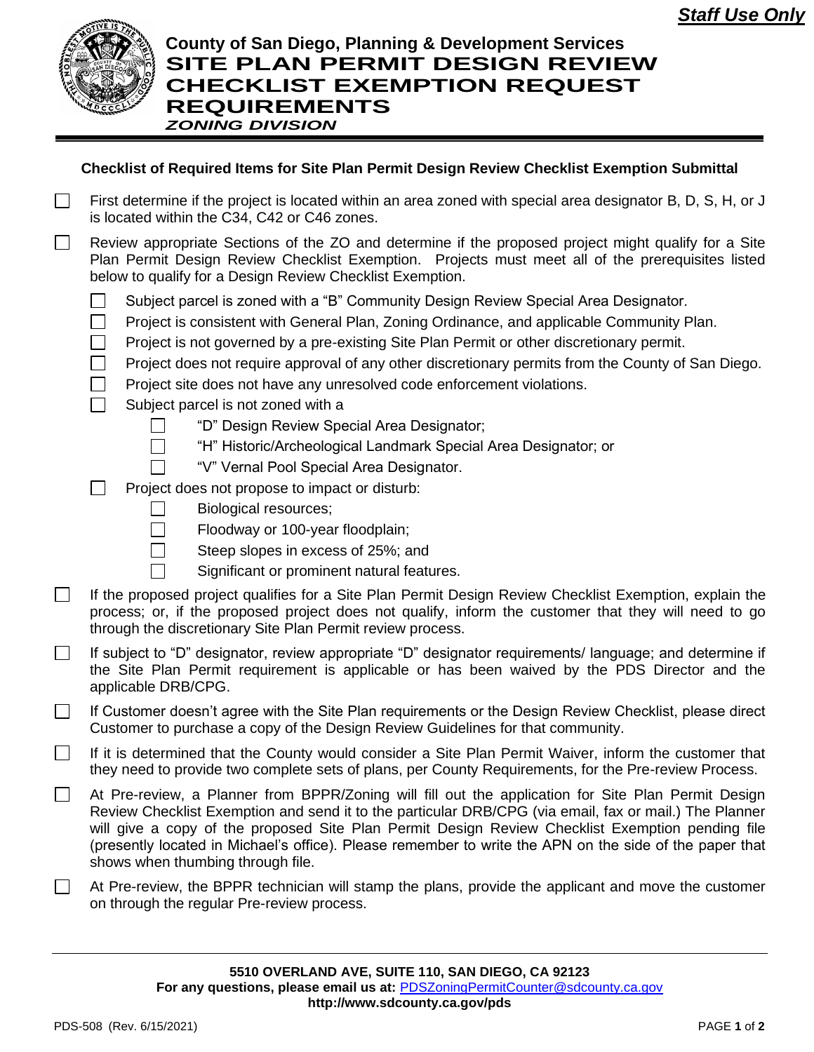***Staff Use Only***

# County of San Diego, Planning & Development Services

# SITE PLAN PERMIT DESIGN REVIEW CHECKLIST EXEMPTION REQUEST REQUIREMENTS

***ZONING DIVISION***

### Checklist of Required Items for Site Plan Permit Design Review Checklist Exemption Submittal

- ☐ First determine if the project is located within an area zoned with special area designator B, D, S, H, or J is located within the C34, C42 or C46 zones.
- ☐ Review appropriate Sections of the ZO and determine if the proposed project might qualify for a Site Plan Permit Design Review Checklist Exemption. Projects must meet all of the prerequisites listed below to qualify for a Design Review Checklist Exemption.
  - ☐ Subject parcel is zoned with a "B" Community Design Review Special Area Designator.
  - ☐ Project is consistent with General Plan, Zoning Ordinance, and applicable Community Plan.
  - ☐ Project is not governed by a pre-existing Site Plan Permit or other discretionary permit.
  - ☐ Project does not require approval of any other discretionary permits from the County of San Diego.
  - ☐ Project site does not have any unresolved code enforcement violations.
  - ☐ Subject parcel is not zoned with a
    - ☐ "D" Design Review Special Area Designator;
    - ☐ "H" Historic/Archeological Landmark Special Area Designator; or
    - ☐ "V" Vernal Pool Special Area Designator.
  - ☐ Project does not propose to impact or disturb:
    - ☐ Biological resources;
    - ☐ Floodway or 100-year floodplain;
    - ☐ Steep slopes in excess of 25%; and
    - ☐ Significant or prominent natural features.
- ☐ If the proposed project qualifies for a Site Plan Permit Design Review Checklist Exemption, explain the process; or, if the proposed project does not qualify, inform the customer that they will need to go through the discretionary Site Plan Permit review process.
- ☐ If subject to "D" designator, review appropriate "D" designator requirements/ language; and determine if the Site Plan Permit requirement is applicable or has been waived by the PDS Director and the applicable DRB/CPG.
- ☐ If Customer doesn't agree with the Site Plan requirements or the Design Review Checklist, please direct Customer to purchase a copy of the Design Review Guidelines for that community.
- ☐ If it is determined that the County would consider a Site Plan Permit Waiver, inform the customer that they need to provide two complete sets of plans, per County Requirements, for the Pre-review Process.
- ☐ At Pre-review, a Planner from BPPR/Zoning will fill out the application for Site Plan Permit Design Review Checklist Exemption and send it to the particular DRB/CPG (via email, fax or mail.) The Planner will give a copy of the proposed Site Plan Permit Design Review Checklist Exemption pending file (presently located in Michael's office). Please remember to write the APN on the side of the paper that shows when thumbing through file.
- ☐ At Pre-review, the BPPR technician will stamp the plans, provide the applicant and move the customer on through the regular Pre-review process.

**5510 OVERLAND AVE, SUITE 110, SAN DIEGO, CA 92123**
**For any questions, please email us at:** PDSZoningPermitCounter@sdcounty.ca.gov
**http://www.sdcounty.ca.gov/pds**

PDS-508 (Rev. 6/15/2021)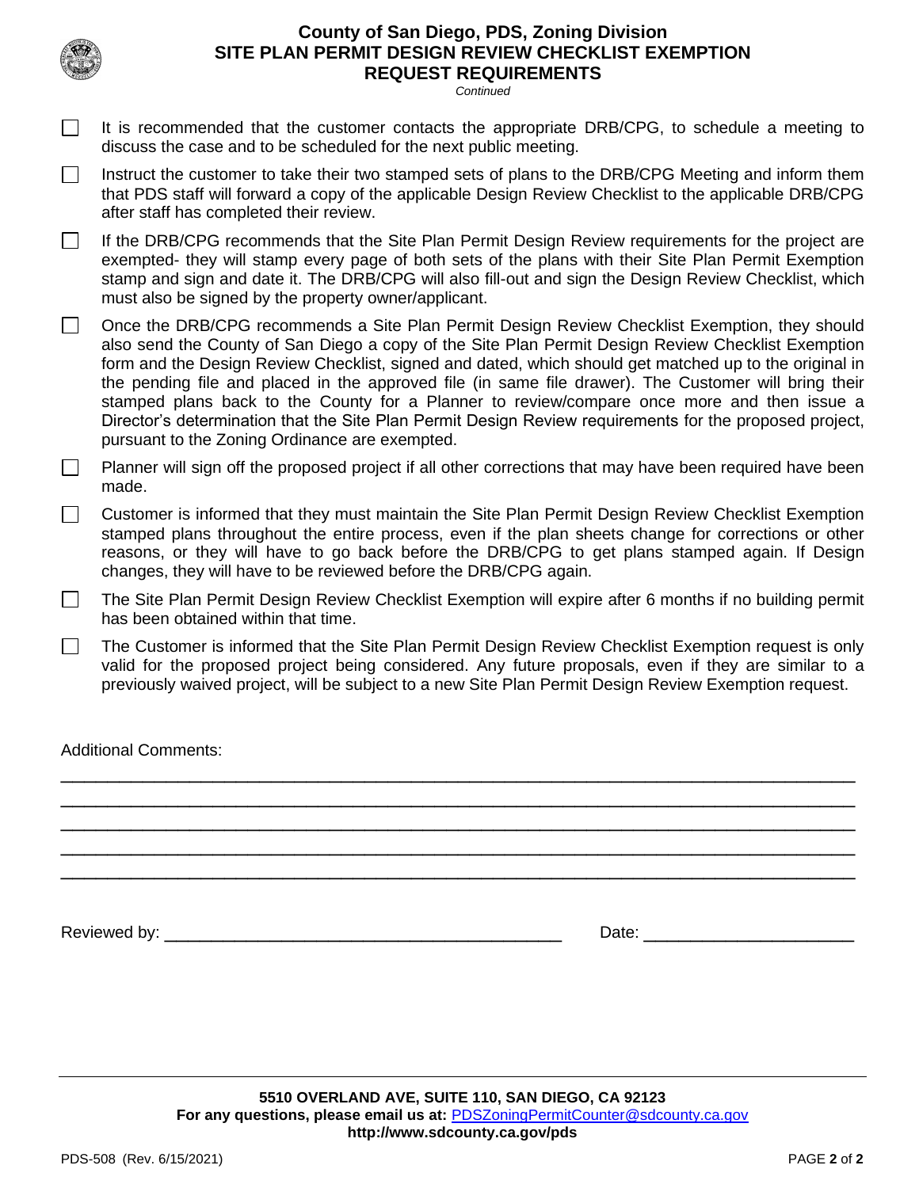# County of San Diego, PDS, Zoning Division
## SITE PLAN PERMIT DESIGN REVIEW CHECKLIST EXEMPTION REQUEST REQUIREMENTS

*Continued*

- [ ] It is recommended that the customer contacts the appropriate DRB/CPG, to schedule a meeting to discuss the case and to be scheduled for the next public meeting.
- [ ] Instruct the customer to take their two stamped sets of plans to the DRB/CPG Meeting and inform them that PDS staff will forward a copy of the applicable Design Review Checklist to the applicable DRB/CPG after staff has completed their review.
- [ ] If the DRB/CPG recommends that the Site Plan Permit Design Review requirements for the project are exempted- they will stamp every page of both sets of the plans with their Site Plan Permit Exemption stamp and sign and date it. The DRB/CPG will also fill-out and sign the Design Review Checklist, which must also be signed by the property owner/applicant.
- [ ] Once the DRB/CPG recommends a Site Plan Permit Design Review Checklist Exemption, they should also send the County of San Diego a copy of the Site Plan Permit Design Review Checklist Exemption form and the Design Review Checklist, signed and dated, which should get matched up to the original in the pending file and placed in the approved file (in same file drawer). The Customer will bring their stamped plans back to the County for a Planner to review/compare once more and then issue a Director's determination that the Site Plan Permit Design Review requirements for the proposed project, pursuant to the Zoning Ordinance are exempted.
- [ ] Planner will sign off the proposed project if all other corrections that may have been required have been made.
- [ ] Customer is informed that they must maintain the Site Plan Permit Design Review Checklist Exemption stamped plans throughout the entire process, even if the plan sheets change for corrections or other reasons, or they will have to go back before the DRB/CPG to get plans stamped again. If Design changes, they will have to be reviewed before the DRB/CPG again.
- [ ] The Site Plan Permit Design Review Checklist Exemption will expire after 6 months if no building permit has been obtained within that time.
- [ ] The Customer is informed that the Site Plan Permit Design Review Checklist Exemption request is only valid for the proposed project being considered. Any future proposals, even if they are similar to a previously waived project, will be subject to a new Site Plan Permit Design Review Exemption request.

Additional Comments:

_______________________________________________________________________________

_______________________________________________________________________________

_______________________________________________________________________________

_______________________________________________________________________________

_______________________________________________________________________________

Reviewed by: ____________________________________ Date: ____________________

**5510 OVERLAND AVE, SUITE 110, SAN DIEGO, CA 92123**
**For any questions, please email us at:** PDSZoningPermitCounter@sdcounty.ca.gov
**http://www.sdcounty.ca.gov/pds**

PDS-508 (Rev. 6/15/2021)